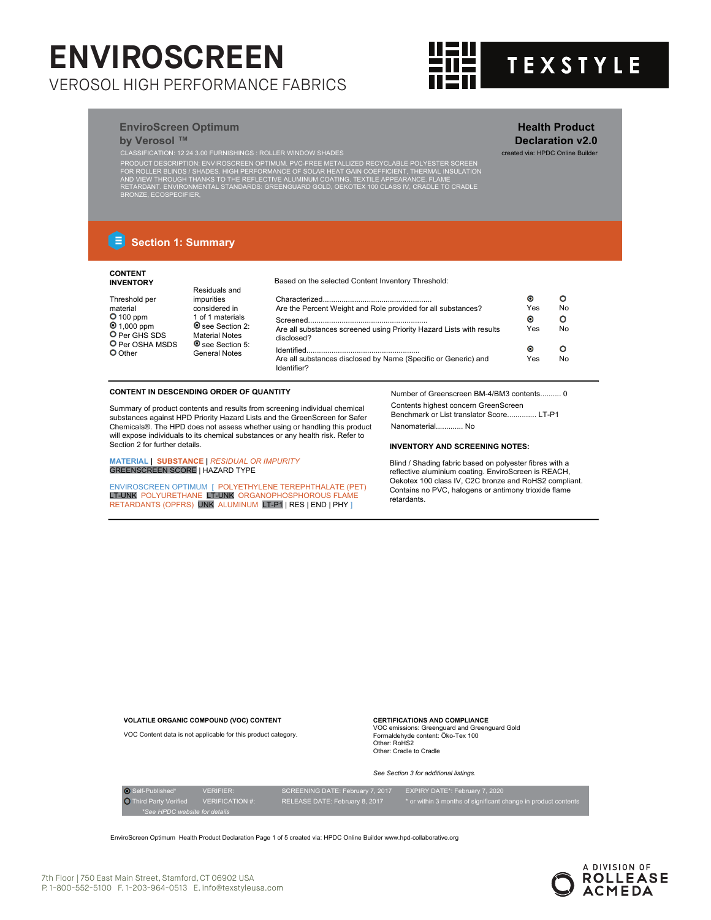# ENVIROSCREEN

VEROSOL HIGH PERFORMANCE FABRICS

TEXSTYLE

**EnviroScreen Optimum by Verosol ™**

**Health Product Declaration v2.0**

created via: HPDC Online Builder

CLASSIFICATION: 12 24 3.00 FURNISHINGS : ROLLER WINDOW SHADES

PRODUCT DESCRIPTION: ENVIROSCREEN OPTIMUM. PVC-FREE METALLIZED RECYCLABLE POLYESTER SCREEN FOR ROLLER BLINDS / SHADES. HIGH PERFORMANCE OF SOLAR HEAT GAIN COEFFICIENT, THERMAL INSULATION AND VIEW THROUGH THANKS TO THE REFLECTIVE ALUMINUM COATING. TEXTILE APPEARANCE. FLAME RETARDANT. ENVIRONMENTAL STANDARDS: GREENGUARD GOLD, OEKOTEX 100 CLASS IV, CRADLE TO CRADLE BRONZE, ECOSPECIFIER,

## Section 1: Summary

**CONTENT INVENTORY**

Threshold per material
- ○ 100 ppm
- ◉ 1,000 ppm
- ○ Per GHS SDS
- ○ Per OSHA MSDS
- ○ Other

Residuals and impurities considered in 1 of 1 materials
- ◉ see Section 2: Material Notes
- ◉ see Section 5: General Notes

Based on the selected Content Inventory Threshold:

| | Yes | No |
|---|---|---|
| Characterized... Are the Percent Weight and Role provided for all substances? | ◉ | ○ |
| Screened... Are all substances screened using Priority Hazard Lists with results disclosed? | ◉ | ○ |
| Identified... Are all substances disclosed by Name (Specific or Generic) and Identifier? | ◉ | ○ |

**CONTENT IN DESCENDING ORDER OF QUANTITY**

Summary of product contents and results from screening individual chemical substances against HPD Priority Hazard Lists and the GreenScreen for Safer Chemicals®. The HPD does not assess whether using or handling this product will expose individuals to its chemical substances or any health risk. Refer to Section 2 for further details.

**MATERIAL** | **SUBSTANCE** | *RESIDUAL OR IMPURITY*
GREENSCREEN SCORE | HAZARD TYPE

ENVIROSCREEN OPTIMUM [ POLYETHYLENE TEREPHTHALATE (PET) LT-UNK POLYURETHANE LT-UNK ORGANOPHOSPHOROUS FLAME RETARDANTS (OPFRS) UNK ALUMINUM LT-P1 | RES | END | PHY ]

Number of Greenscreen BM-4/BM3 contents.......... 0

Contents highest concern GreenScreen Benchmark or List translator Score.............. LT-P1

Nanomaterial............. No

**INVENTORY AND SCREENING NOTES:**

Blind / Shading fabric based on polyester fibres with a reflective aluminium coating. EnviroScreen is REACH, Oekotex 100 class IV, C2C bronze and RoHS2 compliant. Contains no PVC, halogens or antimony trioxide flame retardants.

**VOLATILE ORGANIC COMPOUND (VOC) CONTENT**

VOC Content data is not applicable for this product category.

**CERTIFICATIONS AND COMPLIANCE**

VOC emissions: Greenguard and Greenguard Gold
Formaldehyde content: Öko-Tex 100
Other: RoHS2
Other: Cradle to Cradle

*See Section 3 for additional listings.*

| | | | |
|---|---|---|---|
| ◉ Self-Published* | VERIFIER: | SCREENING DATE: February 7, 2017 | EXPIRY DATE*: February 7, 2020 |
| ○ Third Party Verified | VERIFICATION #: | RELEASE DATE: February 8, 2017 | * or within 3 months of significant change in product contents |

*See HPDC website for details

EnviroScreen Optimum Health Product Declaration Page 1 of 5 created via: HPDC Online Builder www.hpd-collaborative.org

7th Floor | 750 East Main Street, Stamford, CT 06902 USA
P. 1-800-552-5100 F. 1-203-964-0513 E. info@texstyleusa.com

A DIVISION OF ROLLEASE ACMEDA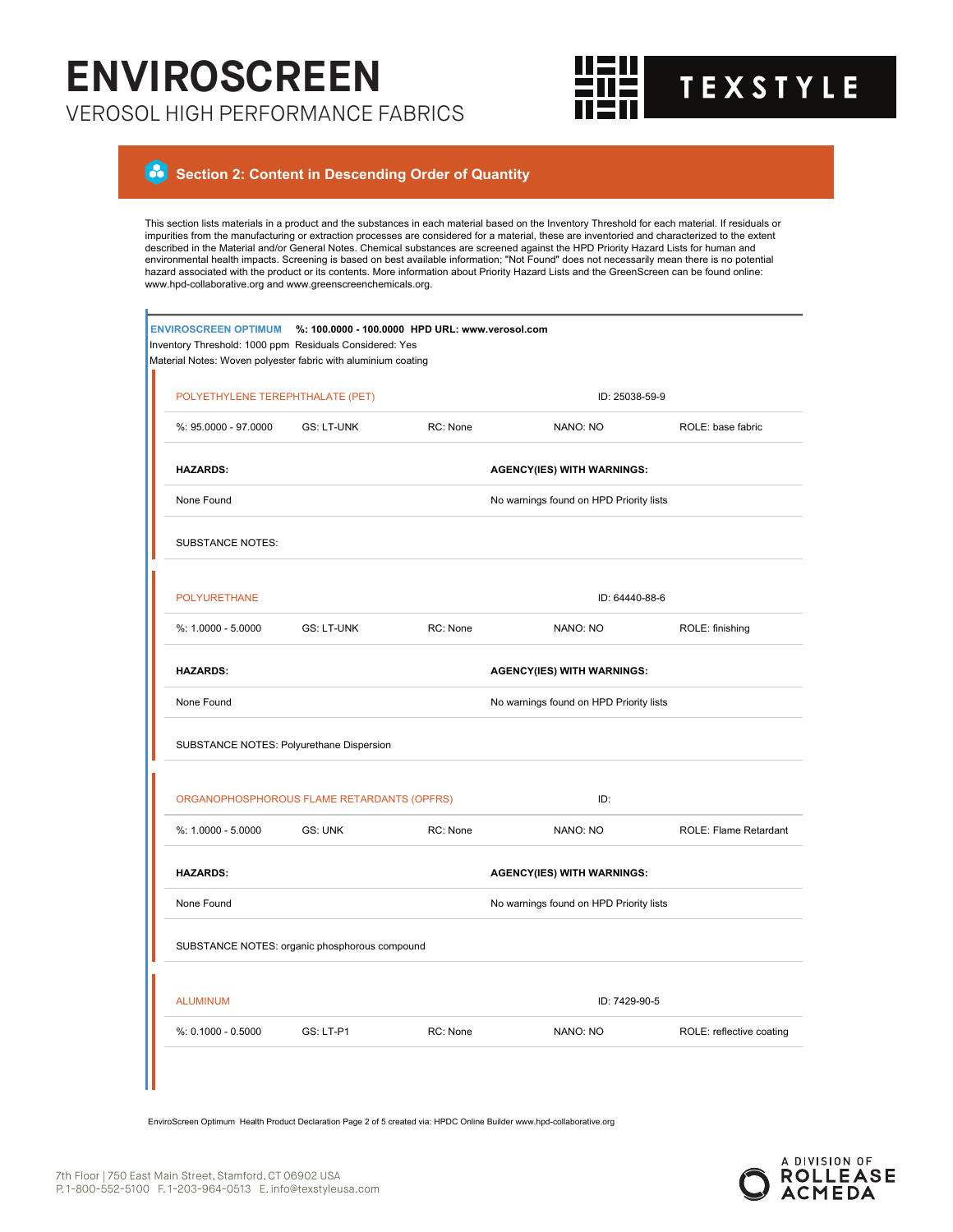# ENVIROSCREEN

VEROSOL HIGH PERFORMANCE FABRICS

TEXSTYLE

## Section 2: Content in Descending Order of Quantity

This section lists materials in a product and the substances in each material based on the Inventory Threshold for each material. If residuals or impurities from the manufacturing or extraction processes are considered for a material, these are inventoried and characterized to the extent described in the Material and/or General Notes. Chemical substances are screened against the HPD Priority Hazard Lists for human and environmental health impacts. Screening is based on best available information; "Not Found" does not necessarily mean there is no potential hazard associated with the product or its contents. More information about Priority Hazard Lists and the GreenScreen can be found online: www.hpd-collaborative.org and www.greenscreenchemicals.org.

**ENVIROSCREEN OPTIMUM** **%: 100.0000 - 100.0000 HPD URL: www.verosol.com**

Inventory Threshold: 1000 ppm Residuals Considered: Yes

Material Notes: Woven polyester fabric with aluminium coating

### POLYETHYLENE TEREPHTHALATE (PET) — ID: 25038-59-9

| %: 95.0000 - 97.0000 | GS: LT-UNK | RC: None | NANO: NO | ROLE: base fabric |
|---|---|---|---|---|

| HAZARDS: | AGENCY(IES) WITH WARNINGS: |
|---|---|
| None Found | No warnings found on HPD Priority lists |

SUBSTANCE NOTES:

### POLYURETHANE — ID: 64440-88-6

| %: 1.0000 - 5.0000 | GS: LT-UNK | RC: None | NANO: NO | ROLE: finishing |
|---|---|---|---|---|

| HAZARDS: | AGENCY(IES) WITH WARNINGS: |
|---|---|
| None Found | No warnings found on HPD Priority lists |

SUBSTANCE NOTES: Polyurethane Dispersion

### ORGANOPHOSPHOROUS FLAME RETARDANTS (OPFRS) — ID:

| %: 1.0000 - 5.0000 | GS: UNK | RC: None | NANO: NO | ROLE: Flame Retardant |
|---|---|---|---|---|

| HAZARDS: | AGENCY(IES) WITH WARNINGS: |
|---|---|
| None Found | No warnings found on HPD Priority lists |

SUBSTANCE NOTES: organic phosphorous compound

### ALUMINUM — ID: 7429-90-5

| %: 0.1000 - 0.5000 | GS: LT-P1 | RC: None | NANO: NO | ROLE: reflective coating |
|---|---|---|---|---|

EnviroScreen Optimum Health Product Declaration Page 2 of 5 created via: HPDC Online Builder www.hpd-collaborative.org

7th Floor | 750 East Main Street, Stamford, CT 06902 USA
P. 1-800-552-5100 F. 1-203-964-0513 E. info@texstyleusa.com

A DIVISION OF ROLLEASE ACMEDA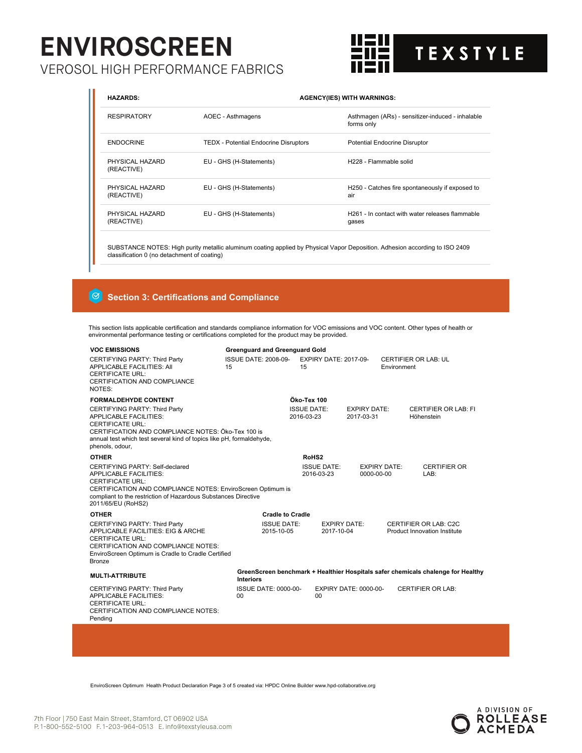# ENVIROSCREEN

VEROSOL HIGH PERFORMANCE FABRICS

TEXSTYLE

| HAZARDS: | AGENCY(IES) WITH WARNINGS: | |
|---|---|---|
| RESPIRATORY | AOEC - Asthmagens | Asthmagen (ARs) - sensitizer-induced - inhalable forms only |
| ENDOCRINE | TEDX - Potential Endocrine Disruptors | Potential Endocrine Disruptor |
| PHYSICAL HAZARD (REACTIVE) | EU - GHS (H-Statements) | H228 - Flammable solid |
| PHYSICAL HAZARD (REACTIVE) | EU - GHS (H-Statements) | H250 - Catches fire spontaneously if exposed to air |
| PHYSICAL HAZARD (REACTIVE) | EU - GHS (H-Statements) | H261 - In contact with water releases flammable gases |

SUBSTANCE NOTES: High purity metallic aluminum coating applied by Physical Vapor Deposition. Adhesion according to ISO 2409 classification 0 (no detachment of coating)

## Section 3: Certifications and Compliance

This section lists applicable certification and standards compliance information for VOC emissions and VOC content. Other types of health or environmental performance testing or certifications completed for the product may be provided.

**VOC EMISSIONS** — **Greenguard and Greenguard Gold**

CERTIFYING PARTY: Third Party
APPLICABLE FACILITIES: All
CERTIFICATE URL:
CERTIFICATION AND COMPLIANCE NOTES:

ISSUE DATE: 2008-09-15 | EXPIRY DATE: 2017-09-15 | CERTIFIER OR LAB: UL Environment

**FORMALDEHYDE CONTENT** — **Öko-Tex 100**

CERTIFYING PARTY: Third Party
APPLICABLE FACILITIES:
CERTIFICATE URL:
CERTIFICATION AND COMPLIANCE NOTES: Öko-Tex 100 is annual test which test several kind of topics like pH, formaldehyde, phenols, odour,

ISSUE DATE: 2016-03-23 | EXPIRY DATE: 2017-03-31 | CERTIFIER OR LAB: FI Höhenstein

**OTHER** — **RoHS2**

CERTIFYING PARTY: Self-declared
APPLICABLE FACILITIES:
CERTIFICATE URL:
CERTIFICATION AND COMPLIANCE NOTES: EnviroScreen Optimum is compliant to the restriction of Hazardous Substances Directive 2011/65/EU (RoHS2)

ISSUE DATE: 2016-03-23 | EXPIRY DATE: 0000-00-00 | CERTIFIER OR LAB:

**OTHER** — **Cradle to Cradle**

CERTIFYING PARTY: Third Party
APPLICABLE FACILITIES: EIG & ARCHE
CERTIFICATE URL:
CERTIFICATION AND COMPLIANCE NOTES: EnviroScreen Optimum is Cradle to Cradle Certified Bronze

ISSUE DATE: 2015-10-05 | EXPIRY DATE: 2017-10-04 | CERTIFIER OR LAB: C2C Product Innovation Institute

**MULTI-ATTRIBUTE** — **GreenScreen benchmark + Healthier Hospitals safer chemicals chalenge for Healthy Interiors**

CERTIFYING PARTY: Third Party
APPLICABLE FACILITIES:
CERTIFICATE URL:
CERTIFICATION AND COMPLIANCE NOTES: Pending

ISSUE DATE: 0000-00-00 | EXPIRY DATE: 0000-00-00 | CERTIFIER OR LAB:

EnviroScreen Optimum Health Product Declaration Page 3 of 5 created via: HPDC Online Builder www.hpd-collaborative.org

7th Floor | 750 East Main Street, Stamford, CT 06902 USA
P. 1-800-552-5100 F. 1-203-964-0513 E. info@texstyleusa.com

A DIVISION OF ROLLEASE ACMEDA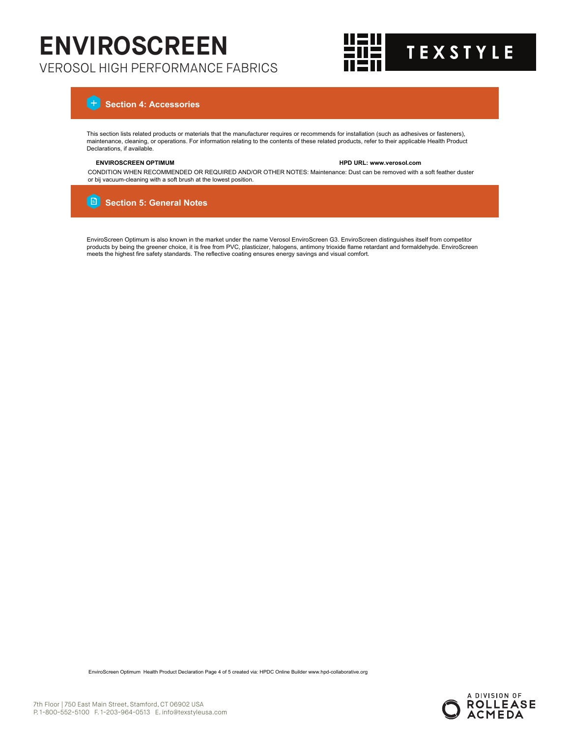## Section 4: Accessories

This section lists related products or materials that the manufacturer requires or recommends for installation (such as adhesives or fasteners), maintenance, cleaning, or operations. For information relating to the contents of these related products, refer to their applicable Health Product Declarations, if available.

**ENVIROSCREEN OPTIMUM** **HPD URL: www.verosol.com**

CONDITION WHEN RECOMMENDED OR REQUIRED AND/OR OTHER NOTES: Maintenance: Dust can be removed with a soft feather duster or bij vacuum-cleaning with a soft brush at the lowest position.

## Section 5: General Notes

EnviroScreen Optimum is also known in the market under the name Verosol EnviroScreen G3. EnviroScreen distinguishes itself from competitor products by being the greener choice, it is free from PVC, plasticizer, halogens, antimony trioxide flame retardant and formaldehyde. EnviroScreen meets the highest fire safety standards. The reflective coating ensures energy savings and visual comfort.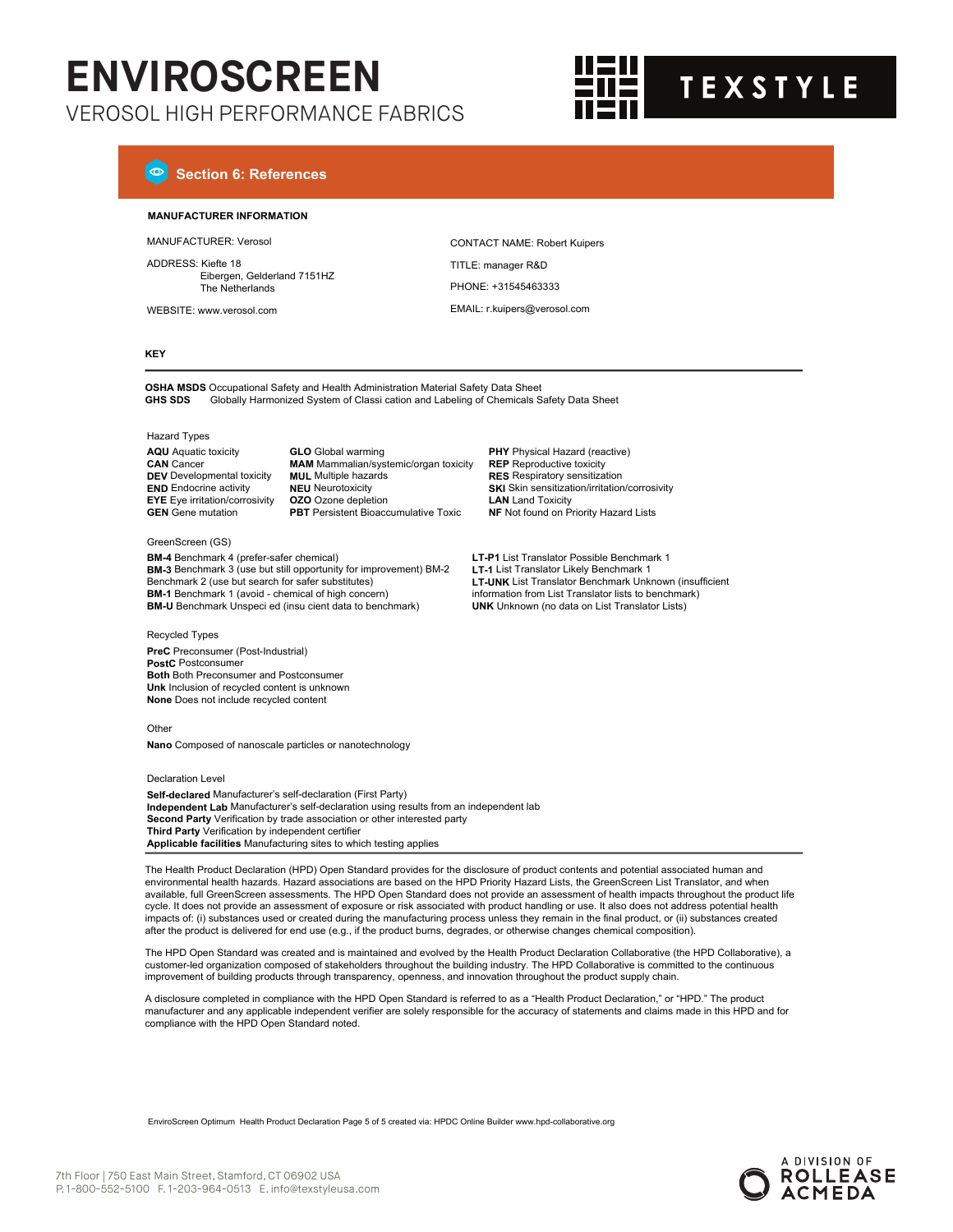# ENVIROSCREEN

VEROSOL HIGH PERFORMANCE FABRICS

TEXSTYLE

## Section 6: References

**MANUFACTURER INFORMATION**

MANUFACTURER: Verosol

ADDRESS: Kiefte 18
Eibergen, Gelderland 7151HZ
The Netherlands

WEBSITE: www.verosol.com

CONTACT NAME: Robert Kuipers

TITLE: manager R&D

PHONE: +31545463333

EMAIL: r.kuipers@verosol.com

**KEY**

**OSHA MSDS** Occupational Safety and Health Administration Material Safety Data Sheet
**GHS SDS** Globally Harmonized System of Classi cation and Labeling of Chemicals Safety Data Sheet

Hazard Types

**AQU** Aquatic toxicity
**CAN** Cancer
**DEV** Developmental toxicity
**END** Endocrine activity
**EYE** Eye irritation/corrosivity
**GEN** Gene mutation
**GLO** Global warming
**MAM** Mammalian/systemic/organ toxicity
**MUL** Multiple hazards
**NEU** Neurotoxicity
**OZO** Ozone depletion
**PBT** Persistent Bioaccumulative Toxic
**PHY** Physical Hazard (reactive)
**REP** Reproductive toxicity
**RES** Respiratory sensitization
**SKI** Skin sensitization/irritation/corrosivity
**LAN** Land Toxicity
**NF** Not found on Priority Hazard Lists

GreenScreen (GS)

**BM-4** Benchmark 4 (prefer-safer chemical)
**BM-3** Benchmark 3 (use but still opportunity for improvement) BM-2 Benchmark 2 (use but search for safer substitutes)
**BM-1** Benchmark 1 (avoid - chemical of high concern)
**BM-U** Benchmark Unspeci ed (insu cient data to benchmark)
**LT-P1** List Translator Possible Benchmark 1
**LT-1** List Translator Likely Benchmark 1
**LT-UNK** List Translator Benchmark Unknown (insufficient information from List Translator lists to benchmark)
**UNK** Unknown (no data on List Translator Lists)

Recycled Types

**PreC** Preconsumer (Post-Industrial)
**PostC** Postconsumer
**Both** Both Preconsumer and Postconsumer
**Unk** Inclusion of recycled content is unknown
**None** Does not include recycled content

Other

**Nano** Composed of nanoscale particles or nanotechnology

Declaration Level

**Self-declared** Manufacturer's self-declaration (First Party)
**Independent Lab** Manufacturer's self-declaration using results from an independent lab
**Second Party** Verification by trade association or other interested party
**Third Party** Verification by independent certifier
**Applicable facilities** Manufacturing sites to which testing applies

The Health Product Declaration (HPD) Open Standard provides for the disclosure of product contents and potential associated human and environmental health hazards. Hazard associations are based on the HPD Priority Hazard Lists, the GreenScreen List Translator, and when available, full GreenScreen assessments. The HPD Open Standard does not provide an assessment of health impacts throughout the product life cycle. It does not provide an assessment of exposure or risk associated with product handling or use. It also does not address potential health impacts of: (i) substances used or created during the manufacturing process unless they remain in the final product, or (ii) substances created after the product is delivered for end use (e.g., if the product burns, degrades, or otherwise changes chemical composition).

The HPD Open Standard was created and is maintained and evolved by the Health Product Declaration Collaborative (the HPD Collaborative), a customer-led organization composed of stakeholders throughout the building industry. The HPD Collaborative is committed to the continuous improvement of building products through transparency, openness, and innovation throughout the product supply chain.

A disclosure completed in compliance with the HPD Open Standard is referred to as a "Health Product Declaration," or "HPD." The product manufacturer and any applicable independent verifier are solely responsible for the accuracy of statements and claims made in this HPD and for compliance with the HPD Open Standard noted.

EnviroScreen Optimum Health Product Declaration Page 5 of 5 created via: HPDC Online Builder www.hpd-collaborative.org

7th Floor | 750 East Main Street, Stamford, CT 06902 USA
P. 1-800-552-5100 F. 1-203-964-0513 E. info@texstyleusa.com

A DIVISION OF ROLLEASE ACMEDA